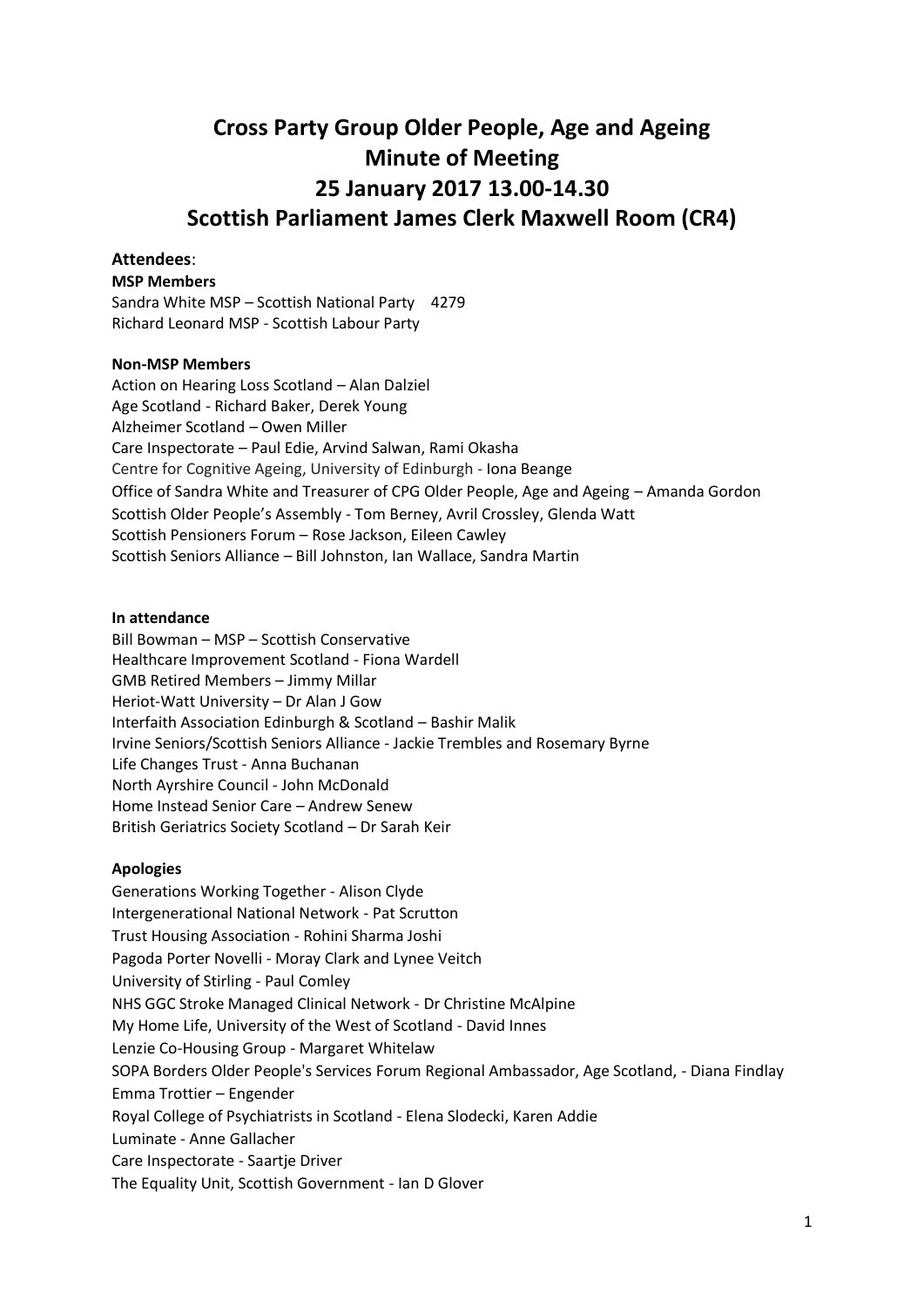# Cross Party Group Older People, Age and Ageing
# Minute of Meeting
# 25 January 2017 13.00-14.30
# Scottish Parliament James Clerk Maxwell Room (CR4)

**Attendees**:

**MSP Members**

Sandra White MSP – Scottish National Party 4279
Richard Leonard MSP - Scottish Labour Party

**Non-MSP Members**

Action on Hearing Loss Scotland – Alan Dalziel
Age Scotland - Richard Baker, Derek Young
Alzheimer Scotland – Owen Miller
Care Inspectorate – Paul Edie, Arvind Salwan, Rami Okasha
Centre for Cognitive Ageing, University of Edinburgh - Iona Beange
Office of Sandra White and Treasurer of CPG Older People, Age and Ageing – Amanda Gordon
Scottish Older People's Assembly - Tom Berney, Avril Crossley, Glenda Watt
Scottish Pensioners Forum – Rose Jackson, Eileen Cawley
Scottish Seniors Alliance – Bill Johnston, Ian Wallace, Sandra Martin

**In attendance**

Bill Bowman – MSP – Scottish Conservative
Healthcare Improvement Scotland - Fiona Wardell
GMB Retired Members – Jimmy Millar
Heriot-Watt University – Dr Alan J Gow
Interfaith Association Edinburgh & Scotland – Bashir Malik
Irvine Seniors/Scottish Seniors Alliance - Jackie Trembles and Rosemary Byrne
Life Changes Trust - Anna Buchanan
North Ayrshire Council - John McDonald
Home Instead Senior Care – Andrew Senew
British Geriatrics Society Scotland – Dr Sarah Keir

**Apologies**

Generations Working Together - Alison Clyde
Intergenerational National Network - Pat Scrutton
Trust Housing Association - Rohini Sharma Joshi
Pagoda Porter Novelli - Moray Clark and Lynee Veitch
University of Stirling - Paul Comley
NHS GGC Stroke Managed Clinical Network - Dr Christine McAlpine
My Home Life, University of the West of Scotland - David Innes
Lenzie Co-Housing Group - Margaret Whitelaw
SOPA Borders Older People's Services Forum Regional Ambassador, Age Scotland, - Diana Findlay
Emma Trottier – Engender
Royal College of Psychiatrists in Scotland - Elena Slodecki, Karen Addie
Luminate - Anne Gallacher
Care Inspectorate - Saartje Driver
The Equality Unit, Scottish Government - Ian D Glover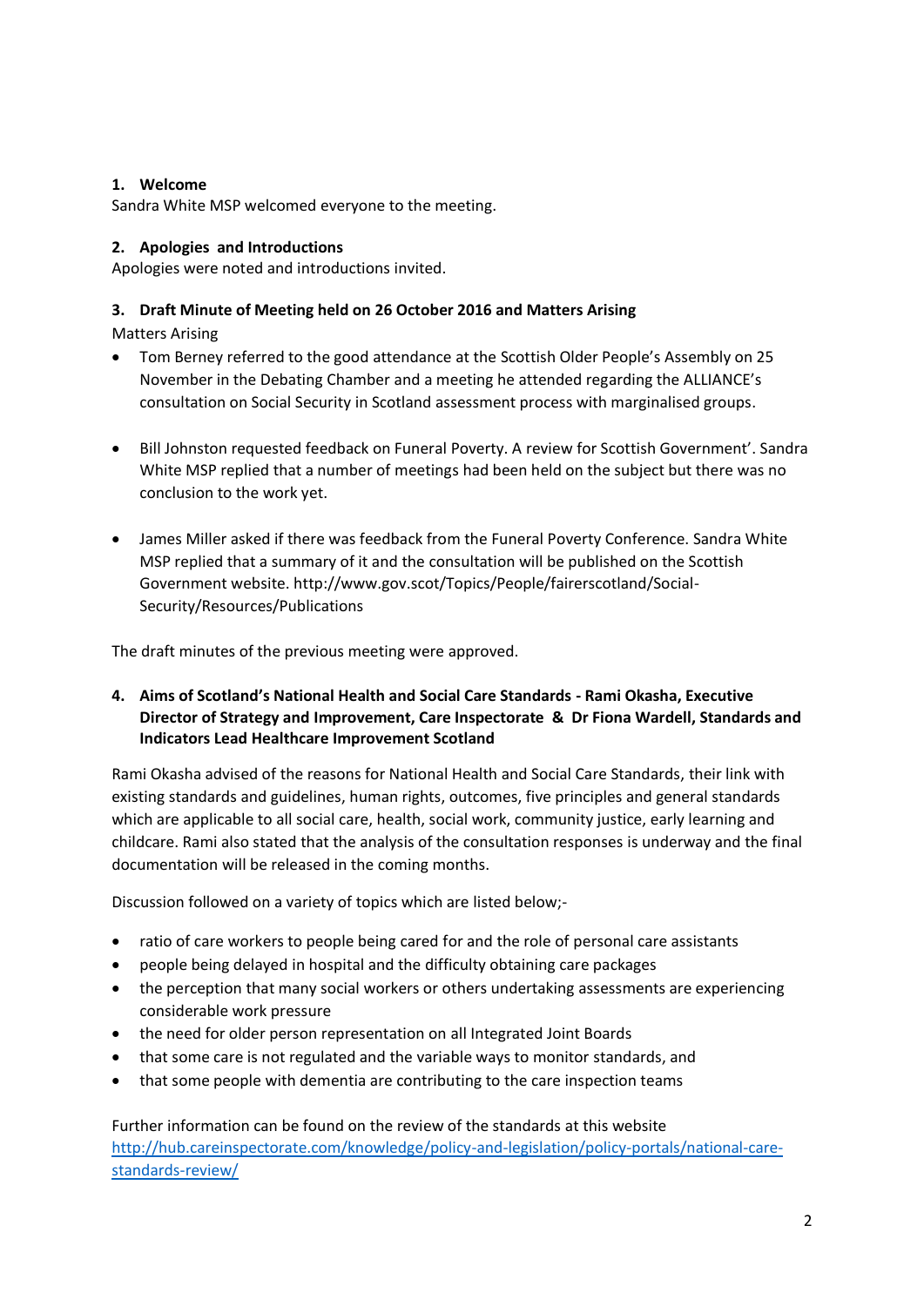## 1. Welcome

Sandra White MSP welcomed everyone to the meeting.

## 2. Apologies and Introductions

Apologies were noted and introductions invited.

## 3. Draft Minute of Meeting held on 26 October 2016 and Matters Arising

Matters Arising

- Tom Berney referred to the good attendance at the Scottish Older People's Assembly on 25 November in the Debating Chamber and a meeting he attended regarding the ALLIANCE's consultation on Social Security in Scotland assessment process with marginalised groups.

- Bill Johnston requested feedback on Funeral Poverty. A review for Scottish Government'. Sandra White MSP replied that a number of meetings had been held on the subject but there was no conclusion to the work yet.

- James Miller asked if there was feedback from the Funeral Poverty Conference. Sandra White MSP replied that a summary of it and the consultation will be published on the Scottish Government website. http://www.gov.scot/Topics/People/fairerscotland/Social-Security/Resources/Publications

The draft minutes of the previous meeting were approved.

## 4. Aims of Scotland's National Health and Social Care Standards - Rami Okasha, Executive Director of Strategy and Improvement, Care Inspectorate & Dr Fiona Wardell, Standards and Indicators Lead Healthcare Improvement Scotland

Rami Okasha advised of the reasons for National Health and Social Care Standards, their link with existing standards and guidelines, human rights, outcomes, five principles and general standards which are applicable to all social care, health, social work, community justice, early learning and childcare. Rami also stated that the analysis of the consultation responses is underway and the final documentation will be released in the coming months.

Discussion followed on a variety of topics which are listed below;-

- ratio of care workers to people being cared for and the role of personal care assistants
- people being delayed in hospital and the difficulty obtaining care packages
- the perception that many social workers or others undertaking assessments are experiencing considerable work pressure
- the need for older person representation on all Integrated Joint Boards
- that some care is not regulated and the variable ways to monitor standards, and
- that some people with dementia are contributing to the care inspection teams

Further information can be found on the review of the standards at this website http://hub.careinspectorate.com/knowledge/policy-and-legislation/policy-portals/national-care-standards-review/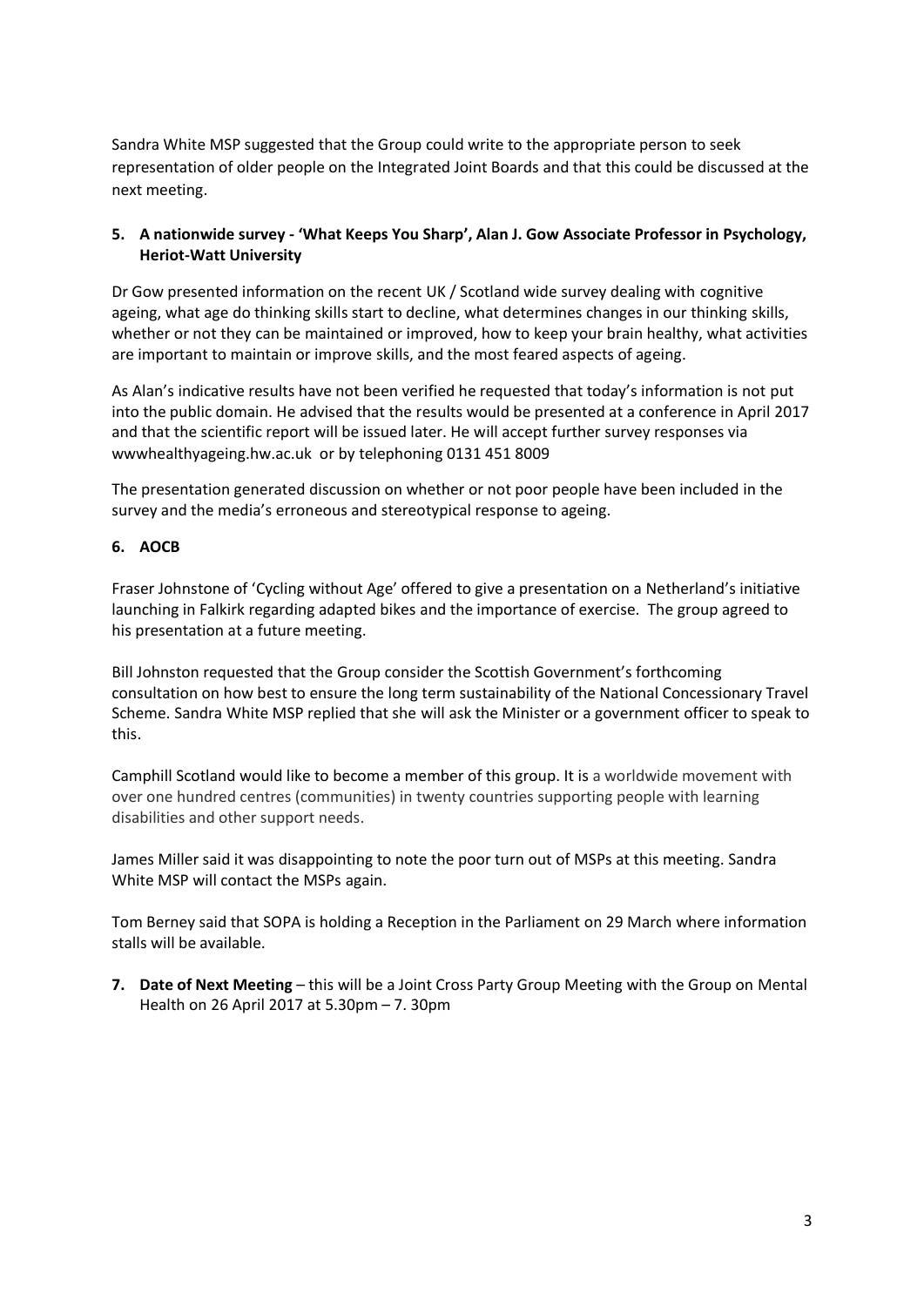Sandra White MSP suggested that the Group could write to the appropriate person to seek representation of older people on the Integrated Joint Boards and that this could be discussed at the next meeting.

**5. A nationwide survey - 'What Keeps You Sharp', Alan J. Gow Associate Professor in Psychology, Heriot-Watt University**

Dr Gow presented information on the recent UK / Scotland wide survey dealing with cognitive ageing, what age do thinking skills start to decline, what determines changes in our thinking skills, whether or not they can be maintained or improved, how to keep your brain healthy, what activities are important to maintain or improve skills, and the most feared aspects of ageing.

As Alan's indicative results have not been verified he requested that today's information is not put into the public domain. He advised that the results would be presented at a conference in April 2017 and that the scientific report will be issued later. He will accept further survey responses via wwwhealthyageing.hw.ac.uk or by telephoning 0131 451 8009

The presentation generated discussion on whether or not poor people have been included in the survey and the media's erroneous and stereotypical response to ageing.

**6. AOCB**

Fraser Johnstone of 'Cycling without Age' offered to give a presentation on a Netherland's initiative launching in Falkirk regarding adapted bikes and the importance of exercise. The group agreed to his presentation at a future meeting.

Bill Johnston requested that the Group consider the Scottish Government's forthcoming consultation on how best to ensure the long term sustainability of the National Concessionary Travel Scheme. Sandra White MSP replied that she will ask the Minister or a government officer to speak to this.

Camphill Scotland would like to become a member of this group. It is a worldwide movement with over one hundred centres (communities) in twenty countries supporting people with learning disabilities and other support needs.

James Miller said it was disappointing to note the poor turn out of MSPs at this meeting. Sandra White MSP will contact the MSPs again.

Tom Berney said that SOPA is holding a Reception in the Parliament on 29 March where information stalls will be available.

**7. Date of Next Meeting** – this will be a Joint Cross Party Group Meeting with the Group on Mental Health on 26 April 2017 at 5.30pm – 7. 30pm